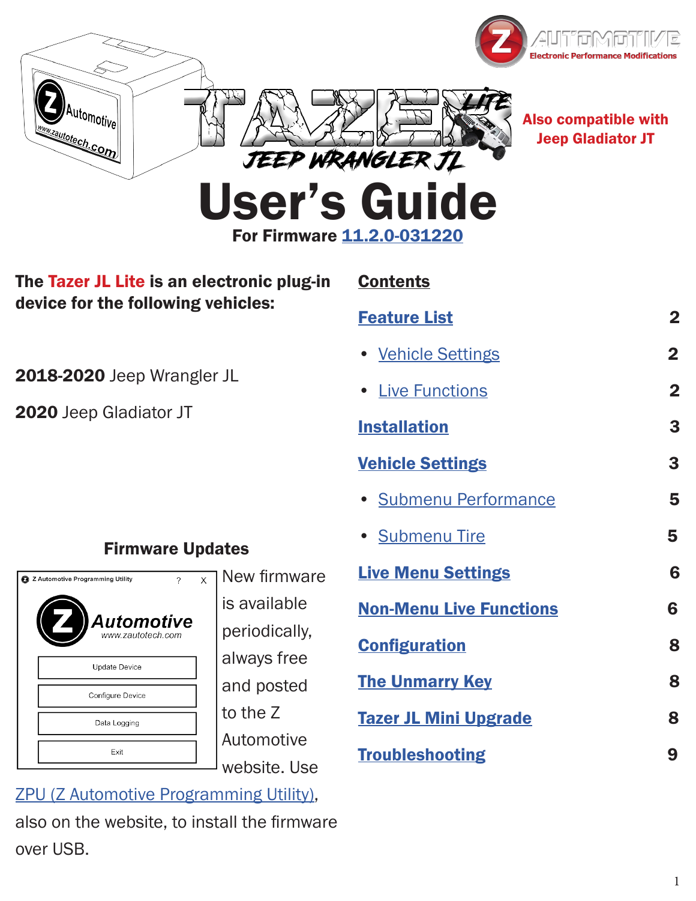# Tazer JL Lite – Jeep Wrangler JL

Also compatible with Jeep Gladiator JT

# User's Guide

**For Firmware 11.2.0-031220**

**The Tazer JL Lite is an electronic plug-in device for the following vehicles:**

**2018-2020** Jeep Wrangler JL

**2020** Jeep Gladiator JT

## Contents

| | |
|---|---|
| **Feature List** | **2** |
| • Vehicle Settings | **2** |
| • Live Functions | **2** |
| **Installation** | **3** |
| **Vehicle Settings** | **3** |
| • Submenu Performance | **5** |
| • Submenu Tire | **5** |
| **Live Menu Settings** | **6** |
| **Non-Menu Live Functions** | **6** |
| **Configuration** | **8** |
| **The Unmarry Key** | **8** |
| **Tazer JL Mini Upgrade** | **8** |
| **Troubleshooting** | **9** |

### Firmware Updates

New firmware is available periodically, always free and posted to the Z Automotive website. Use ZPU (Z Automotive Programming Utility), also on the website, to install the firmware over USB.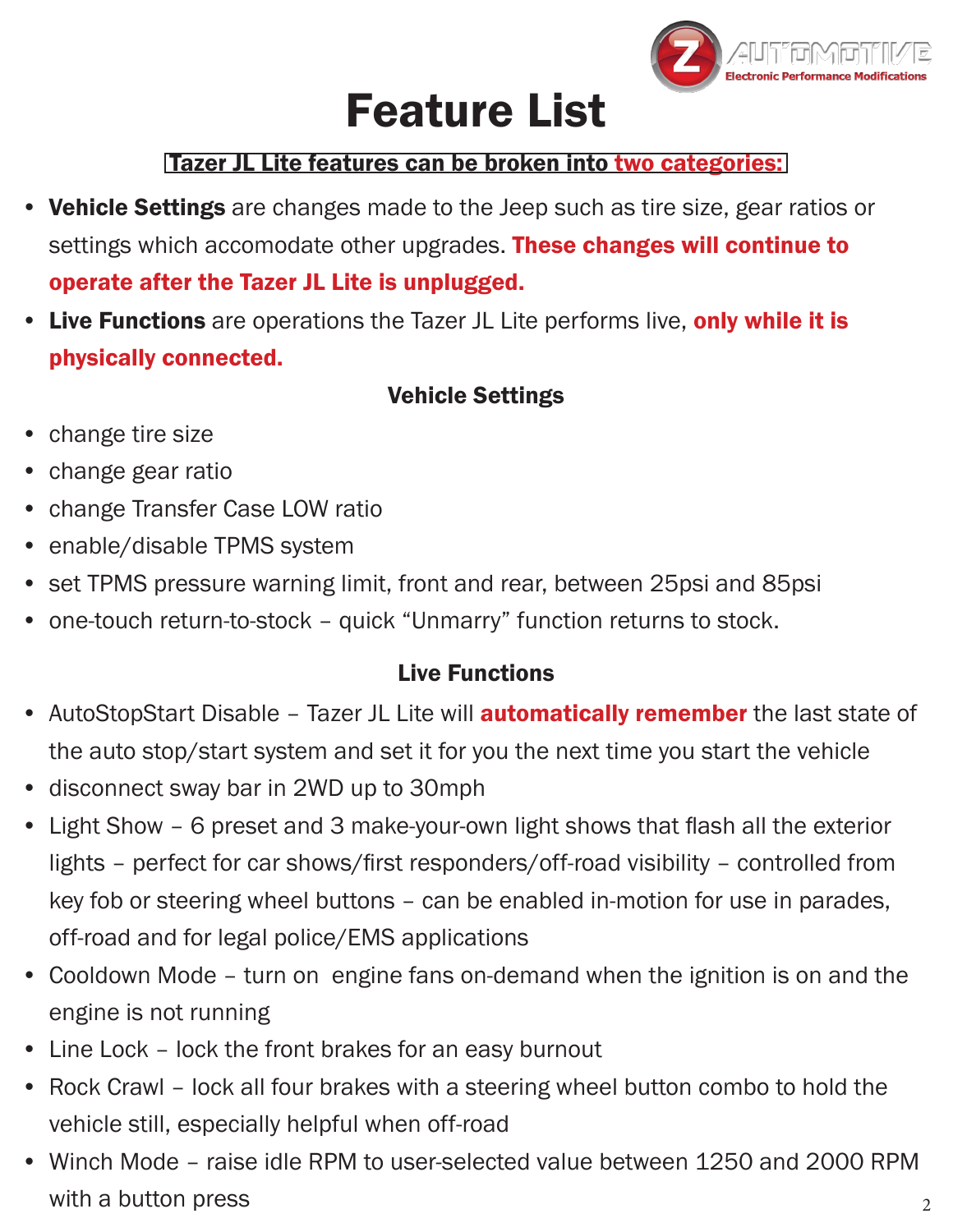# Feature List

**Tazer JL Lite features can be broken into two categories:**

- **Vehicle Settings** are changes made to the Jeep such as tire size, gear ratios or settings which accomodate other upgrades. **These changes will continue to operate after the Tazer JL Lite is unplugged.**
- **Live Functions** are operations the Tazer JL Lite performs live, **only while it is physically connected.**

### Vehicle Settings

- change tire size
- change gear ratio
- change Transfer Case LOW ratio
- enable/disable TPMS system
- set TPMS pressure warning limit, front and rear, between 25psi and 85psi
- one-touch return-to-stock – quick "Unmarry" function returns to stock.

### Live Functions

- AutoStopStart Disable – Tazer JL Lite will **automatically remember** the last state of the auto stop/start system and set it for you the next time you start the vehicle
- disconnect sway bar in 2WD up to 30mph
- Light Show – 6 preset and 3 make-your-own light shows that flash all the exterior lights – perfect for car shows/first responders/off-road visibility – controlled from key fob or steering wheel buttons – can be enabled in-motion for use in parades, off-road and for legal police/EMS applications
- Cooldown Mode – turn on engine fans on-demand when the ignition is on and the engine is not running
- Line Lock – lock the front brakes for an easy burnout
- Rock Crawl – lock all four brakes with a steering wheel button combo to hold the vehicle still, especially helpful when off-road
- Winch Mode – raise idle RPM to user-selected value between 1250 and 2000 RPM with a button press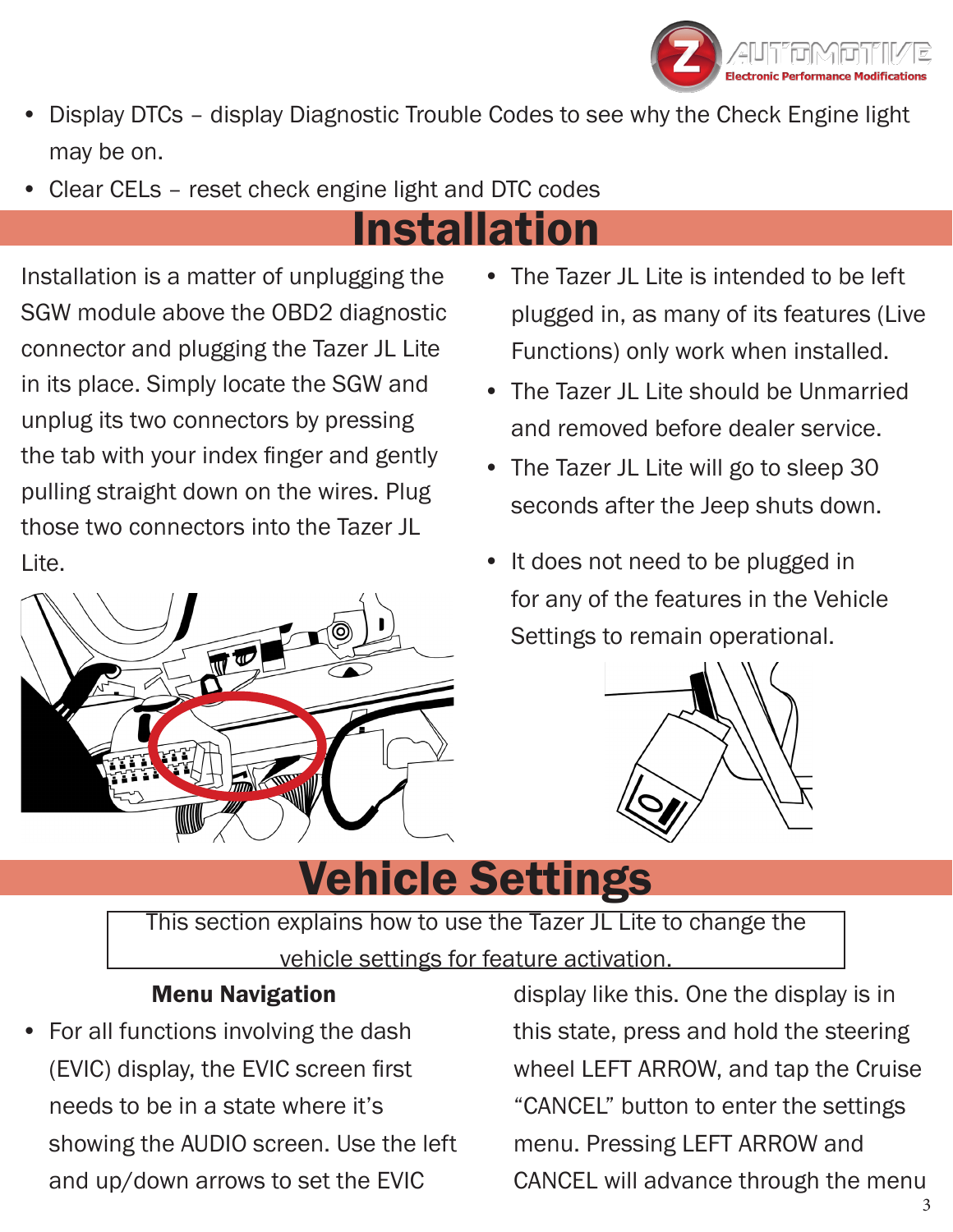- Display DTCs – display Diagnostic Trouble Codes to see why the Check Engine light may be on.
- Clear CELs – reset check engine light and DTC codes

# Installation

Installation is a matter of unplugging the SGW module above the OBD2 diagnostic connector and plugging the Tazer JL Lite in its place. Simply locate the SGW and unplug its two connectors by pressing the tab with your index finger and gently pulling straight down on the wires. Plug those two connectors into the Tazer JL Lite.

- The Tazer JL Lite is intended to be left plugged in, as many of its features (Live Functions) only work when installed.
- The Tazer JL Lite should be Unmarried and removed before dealer service.
- The Tazer JL Lite will go to sleep 30 seconds after the Jeep shuts down.
- It does not need to be plugged in for any of the features in the Vehicle Settings to remain operational.

# Vehicle Settings

This section explains how to use the Tazer JL Lite to change the vehicle settings for feature activation.

### Menu Navigation

- For all functions involving the dash (EVIC) display, the EVIC screen first needs to be in a state where it's showing the AUDIO screen. Use the left and up/down arrows to set the EVIC display like this. One the display is in this state, press and hold the steering wheel LEFT ARROW, and tap the Cruise "CANCEL" button to enter the settings menu. Pressing LEFT ARROW and CANCEL will advance through the menu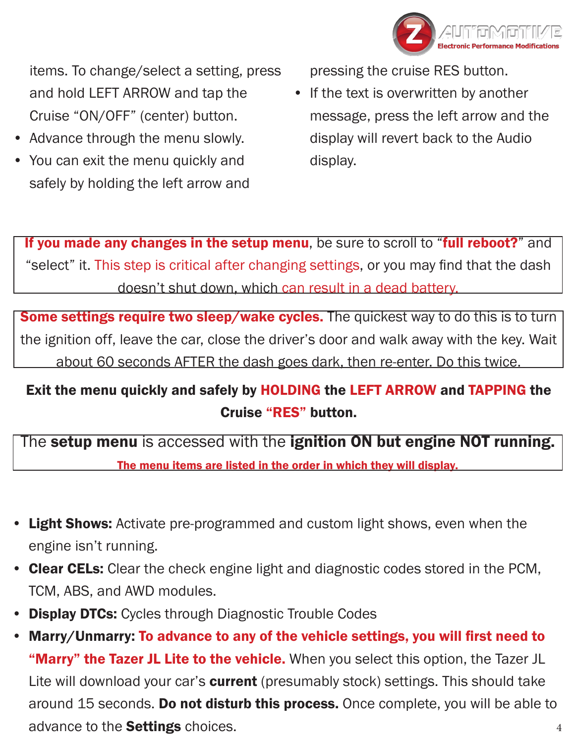items. To change/select a setting, press and hold LEFT ARROW and tap the Cruise "ON/OFF" (center) button.

- Advance through the menu slowly.
- You can exit the menu quickly and safely by holding the left arrow and pressing the cruise RES button.
- If the text is overwritten by another message, press the left arrow and the display will revert back to the Audio display.

**If you made any changes in the setup menu**, be sure to scroll to "**full reboot?**" and "select" it. This step is critical after changing settings, or you may find that the dash doesn't shut down, which can result in a dead battery.

**Some settings require two sleep/wake cycles.** The quickest way to do this is to turn the ignition off, leave the car, close the driver's door and walk away with the key. Wait about 60 seconds AFTER the dash goes dark, then re-enter. Do this twice.

**Exit the menu quickly and safely by HOLDING the LEFT ARROW and TAPPING the Cruise "RES" button.**

The **setup menu** is accessed with the **ignition ON but engine NOT running.**

**The menu items are listed in the order in which they will display.**

- **Light Shows:** Activate pre-programmed and custom light shows, even when the engine isn't running.
- **Clear CELs:** Clear the check engine light and diagnostic codes stored in the PCM, TCM, ABS, and AWD modules.
- **Display DTCs:** Cycles through Diagnostic Trouble Codes
- **Marry/Unmarry:** **To advance to any of the vehicle settings, you will first need to "Marry" the Tazer JL Lite to the vehicle.** When you select this option, the Tazer JL Lite will download your car's **current** (presumably stock) settings. This should take around 15 seconds. **Do not disturb this process.** Once complete, you will be able to advance to the **Settings** choices.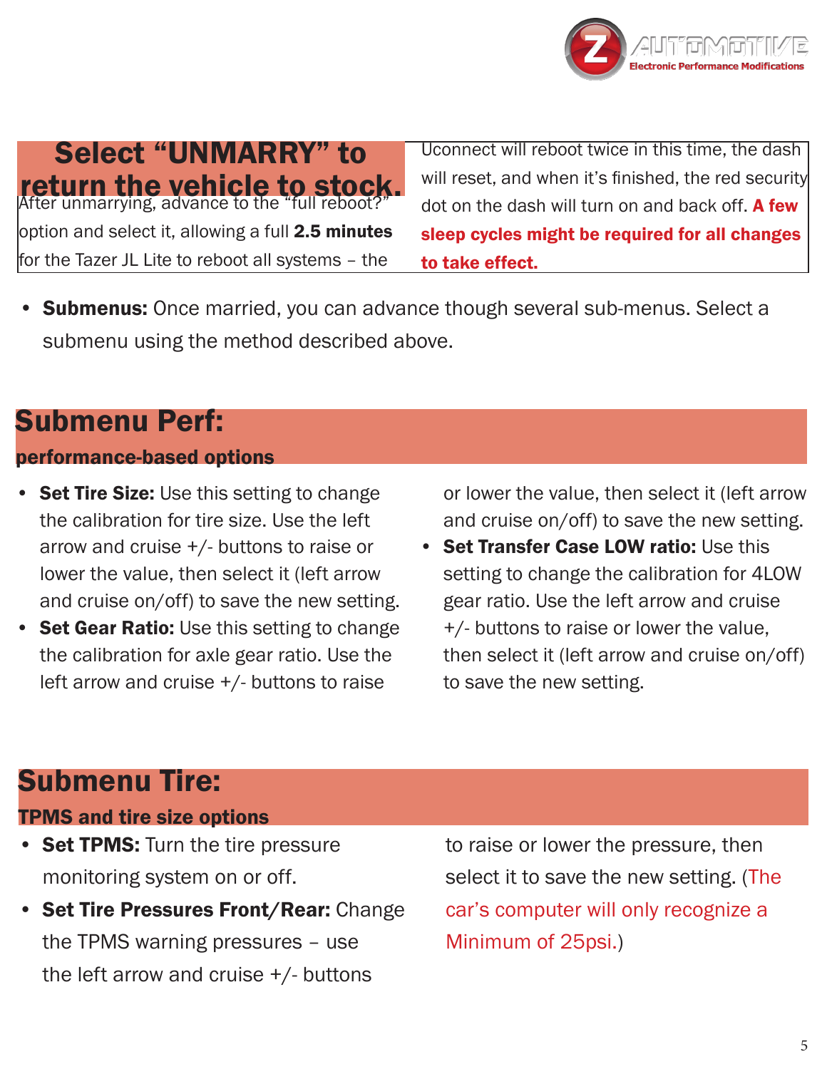## Select "UNMARRY" to return the vehicle to stock.

After unmarrying, advance to the "full reboot?" option and select it, allowing a full **2.5 minutes** for the Tazer JL Lite to reboot all systems – the Uconnect will reboot twice in this time, the dash will reset, and when it's finished, the red security dot on the dash will turn on and back off. **A few sleep cycles might be required for all changes to take effect.**

- **Submenus:** Once married, you can advance though several sub-menus. Select a submenu using the method described above.

## Submenu Perf:

### performance-based options

- **Set Tire Size:** Use this setting to change the calibration for tire size. Use the left arrow and cruise +/- buttons to raise or lower the value, then select it (left arrow and cruise on/off) to save the new setting.
- **Set Gear Ratio:** Use this setting to change the calibration for axle gear ratio. Use the left arrow and cruise +/- buttons to raise or lower the value, then select it (left arrow and cruise on/off) to save the new setting.
- **Set Transfer Case LOW ratio:** Use this setting to change the calibration for 4LOW gear ratio. Use the left arrow and cruise +/- buttons to raise or lower the value, then select it (left arrow and cruise on/off) to save the new setting.

## Submenu Tire:

### TPMS and tire size options

- **Set TPMS:** Turn the tire pressure monitoring system on or off.
- **Set Tire Pressures Front/Rear:** Change the TPMS warning pressures – use the left arrow and cruise +/- buttons to raise or lower the pressure, then select it to save the new setting. (The car's computer will only recognize a Minimum of 25psi.)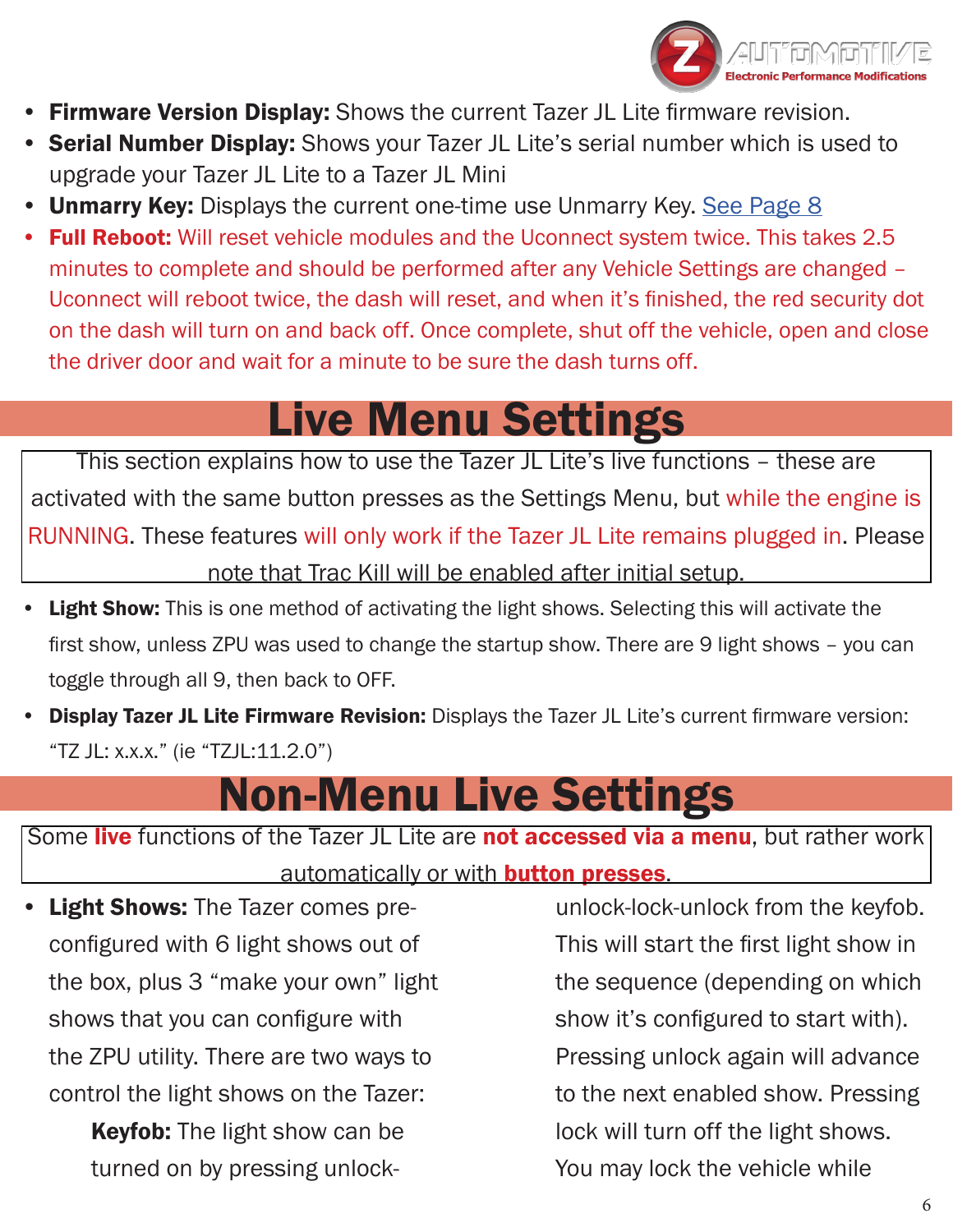- **Firmware Version Display:** Shows the current Tazer JL Lite firmware revision.
- **Serial Number Display:** Shows your Tazer JL Lite's serial number which is used to upgrade your Tazer JL Lite to a Tazer JL Mini
- **Unmarry Key:** Displays the current one-time use Unmarry Key. See Page 8
- **Full Reboot:** Will reset vehicle modules and the Uconnect system twice. This takes 2.5 minutes to complete and should be performed after any Vehicle Settings are changed – Uconnect will reboot twice, the dash will reset, and when it's finished, the red security dot on the dash will turn on and back off. Once complete, shut off the vehicle, open and close the driver door and wait for a minute to be sure the dash turns off.

# Live Menu Settings

This section explains how to use the Tazer JL Lite's live functions – these are activated with the same button presses as the Settings Menu, but while the engine is RUNNING. These features will only work if the Tazer JL Lite remains plugged in. Please note that Trac Kill will be enabled after initial setup.

- **Light Show:** This is one method of activating the light shows. Selecting this will activate the first show, unless ZPU was used to change the startup show. There are 9 light shows – you can toggle through all 9, then back to OFF.
- **Display Tazer JL Lite Firmware Revision:** Displays the Tazer JL Lite's current firmware version: "TZ JL: x.x.x." (ie "TZJL:11.2.0")

# Non-Menu Live Settings

Some **live** functions of the Tazer JL Lite are **not accessed via a menu**, but rather work automatically or with **button presses**.

- **Light Shows:** The Tazer comes pre-configured with 6 light shows out of the box, plus 3 "make your own" light shows that you can configure with the ZPU utility. There are two ways to control the light shows on the Tazer:

  **Keyfob:** The light show can be turned on by pressing unlock-unlock-lock-unlock from the keyfob. This will start the first light show in the sequence (depending on which show it's configured to start with). Pressing unlock again will advance to the next enabled show. Pressing lock will turn off the light shows. You may lock the vehicle while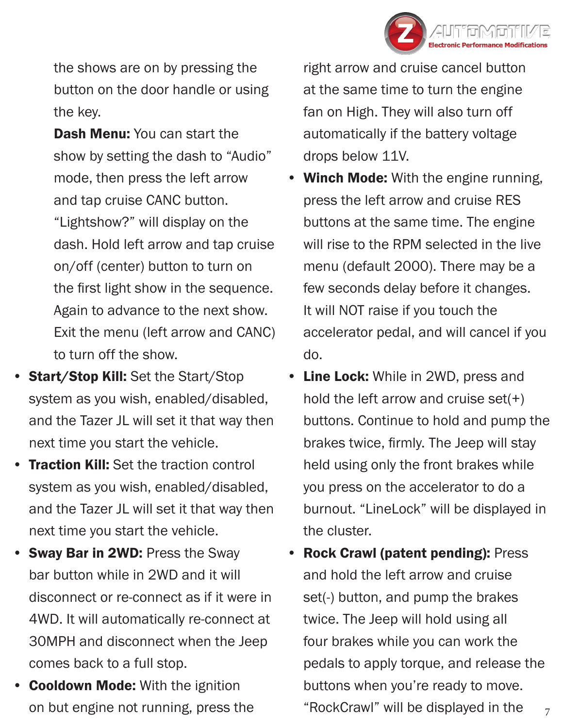the shows are on by pressing the button on the door handle or using the key.

**Dash Menu:** You can start the show by setting the dash to "Audio" mode, then press the left arrow and tap cruise CANC button. "Lightshow?" will display on the dash. Hold left arrow and tap cruise on/off (center) button to turn on the first light show in the sequence. Again to advance to the next show. Exit the menu (left arrow and CANC) to turn off the show.

- **Start/Stop Kill:** Set the Start/Stop system as you wish, enabled/disabled, and the Tazer JL will set it that way then next time you start the vehicle.
- **Traction Kill:** Set the traction control system as you wish, enabled/disabled, and the Tazer JL will set it that way then next time you start the vehicle.
- **Sway Bar in 2WD:** Press the Sway bar button while in 2WD and it will disconnect or re-connect as if it were in 4WD. It will automatically re-connect at 30MPH and disconnect when the Jeep comes back to a full stop.
- **Cooldown Mode:** With the ignition on but engine not running, press the right arrow and cruise cancel button at the same time to turn the engine fan on High. They will also turn off automatically if the battery voltage drops below 11V.
- **Winch Mode:** With the engine running, press the left arrow and cruise RES buttons at the same time. The engine will rise to the RPM selected in the live menu (default 2000). There may be a few seconds delay before it changes. It will NOT raise if you touch the accelerator pedal, and will cancel if you do.
- **Line Lock:** While in 2WD, press and hold the left arrow and cruise set(+) buttons. Continue to hold and pump the brakes twice, firmly. The Jeep will stay held using only the front brakes while you press on the accelerator to do a burnout. "LineLock" will be displayed in the cluster.
- **Rock Crawl (patent pending):** Press and hold the left arrow and cruise set(-) button, and pump the brakes twice. The Jeep will hold using all four brakes while you can work the pedals to apply torque, and release the buttons when you're ready to move. "RockCrawl" will be displayed in the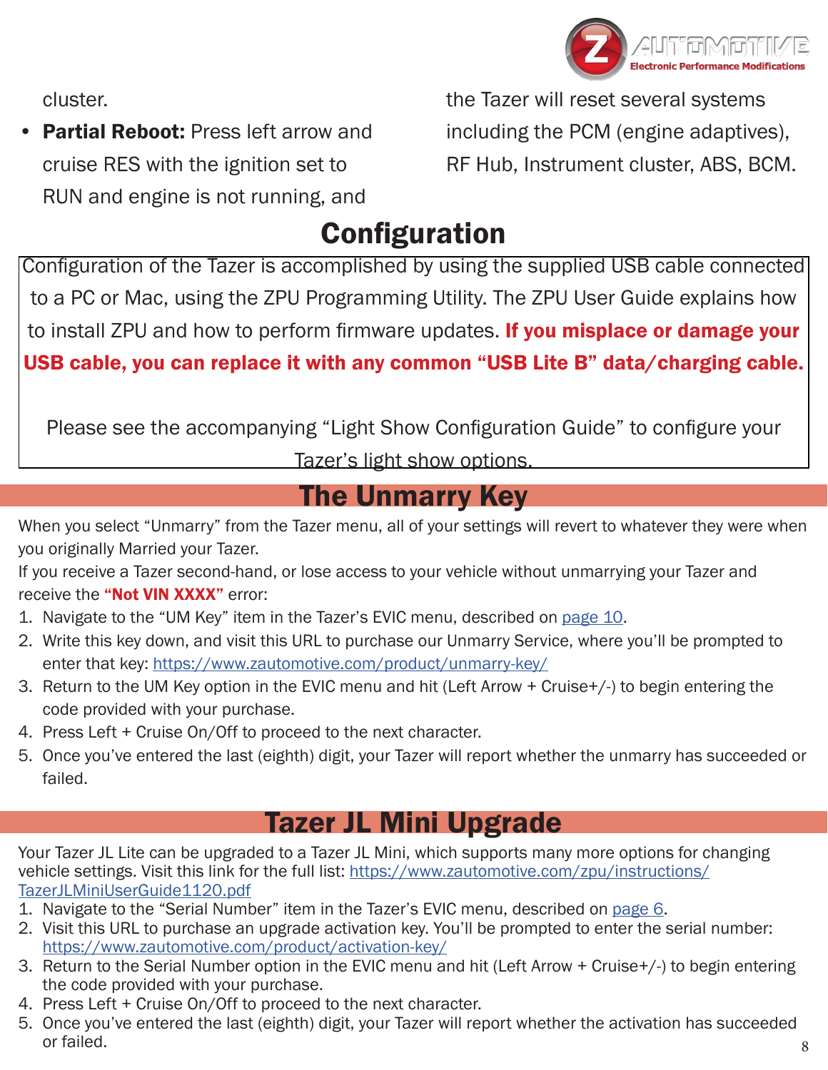cluster.

- **Partial Reboot:** Press left arrow and cruise RES with the ignition set to RUN and engine is not running, and the Tazer will reset several systems including the PCM (engine adaptives), RF Hub, Instrument cluster, ABS, BCM.

## Configuration

Configuration of the Tazer is accomplished by using the supplied USB cable connected to a PC or Mac, using the ZPU Programming Utility. The ZPU User Guide explains how to install ZPU and how to perform firmware updates. **If you misplace or damage your USB cable, you can replace it with any common "USB Lite B" data/charging cable.**

Please see the accompanying "Light Show Configuration Guide" to configure your Tazer's light show options.

## The Unmarry Key

When you select "Unmarry" from the Tazer menu, all of your settings will revert to whatever they were when you originally Married your Tazer.

If you receive a Tazer second-hand, or lose access to your vehicle without unmarrying your Tazer and receive the **"Not VIN XXXX"** error:

1. Navigate to the "UM Key" item in the Tazer's EVIC menu, described on page 10.
2. Write this key down, and visit this URL to purchase our Unmarry Service, where you'll be prompted to enter that key: https://www.zautomotive.com/product/unmarry-key/
3. Return to the UM Key option in the EVIC menu and hit (Left Arrow + Cruise+/-) to begin entering the code provided with your purchase.
4. Press Left + Cruise On/Off to proceed to the next character.
5. Once you've entered the last (eighth) digit, your Tazer will report whether the unmarry has succeeded or failed.

## Tazer JL Mini Upgrade

Your Tazer JL Lite can be upgraded to a Tazer JL Mini, which supports many more options for changing vehicle settings. Visit this link for the full list: https://www.zautomotive.com/zpu/instructions/TazerJLMiniUserGuide1120.pdf

1. Navigate to the "Serial Number" item in the Tazer's EVIC menu, described on page 6.
2. Visit this URL to purchase an upgrade activation key. You'll be prompted to enter the serial number: https://www.zautomotive.com/product/activation-key/
3. Return to the Serial Number option in the EVIC menu and hit (Left Arrow + Cruise+/-) to begin entering the code provided with your purchase.
4. Press Left + Cruise On/Off to proceed to the next character.
5. Once you've entered the last (eighth) digit, your Tazer will report whether the activation has succeeded or failed.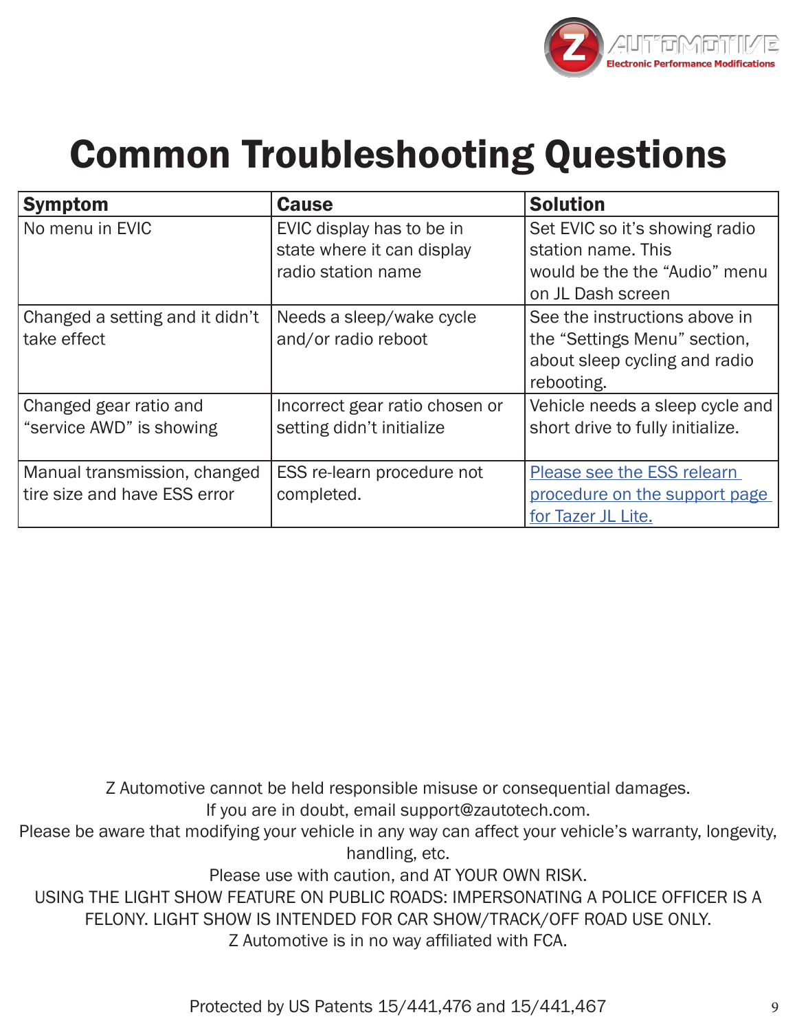# Common Troubleshooting Questions

| Symptom | Cause | Solution |
| --- | --- | --- |
| No menu in EVIC | EVIC display has to be in state where it can display radio station name | Set EVIC so it's showing radio station name. This would be the the "Audio" menu on JL Dash screen |
| Changed a setting and it didn't take effect | Needs a sleep/wake cycle and/or radio reboot | See the instructions above in the "Settings Menu" section, about sleep cycling and radio rebooting. |
| Changed gear ratio and "service AWD" is showing | Incorrect gear ratio chosen or setting didn't initialize | Vehicle needs a sleep cycle and short drive to fully initialize. |
| Manual transmission, changed tire size and have ESS error | ESS re-learn procedure not completed. | Please see the ESS relearn procedure on the support page for Tazer JL Lite. |

Z Automotive cannot be held responsible misuse or consequential damages.
If you are in doubt, email support@zautotech.com.
Please be aware that modifying your vehicle in any way can affect your vehicle's warranty, longevity, handling, etc.
Please use with caution, and AT YOUR OWN RISK.
USING THE LIGHT SHOW FEATURE ON PUBLIC ROADS: IMPERSONATING A POLICE OFFICER IS A FELONY. LIGHT SHOW IS INTENDED FOR CAR SHOW/TRACK/OFF ROAD USE ONLY.
Z Automotive is in no way affiliated with FCA.

Protected by US Patents 15/441,476 and 15/441,467